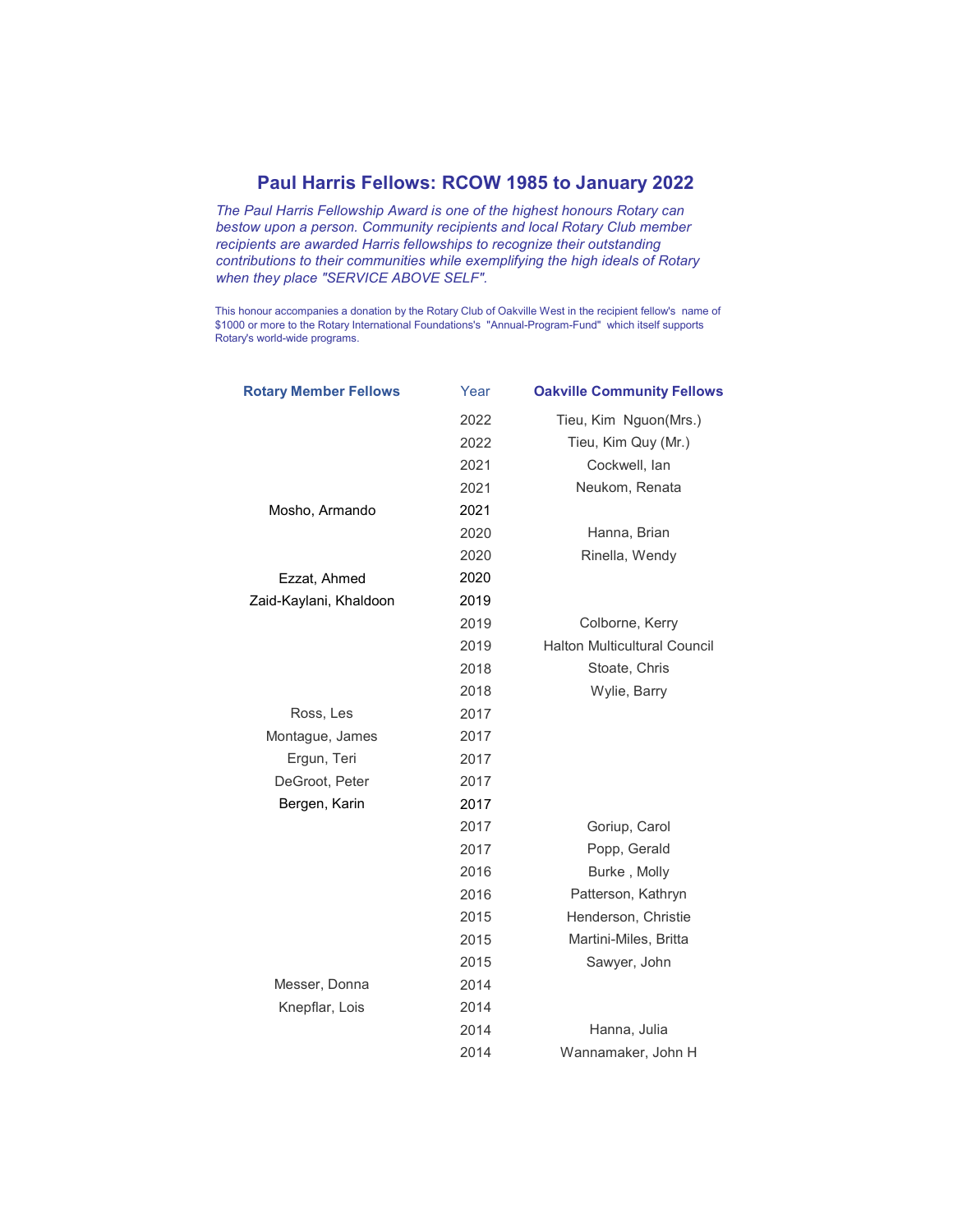# Paul Harris Fellows: RCOW 1985 to January 2022

*The Paul Harris Fellowship Award is one of the highest honours Rotary can bestow upon a person. Community recipients and local Rotary Club member recipients are awarded Harris fellowships to recognize their outstanding contributions to their communities while exemplifying the high ideals of Rotary when they place "SERVICE ABOVE SELF".*

This honour accompanies a donation by the Rotary Club of Oakville West in the recipient fellow's name of $1000 or more to the Rotary International Foundations's "Annual-Program-Fund" which itself supports Rotary's world-wide programs.

| Rotary Member Fellows | Year | Oakville Community Fellows |
|---|---|---|
| | 2022 | Tieu, Kim Nguon(Mrs.) |
| | 2022 | Tieu, Kim Quy (Mr.) |
| | 2021 | Cockwell, Ian |
| | 2021 | Neukom, Renata |
| Mosho, Armando | 2021 | |
| | 2020 | Hanna, Brian |
| | 2020 | Rinella, Wendy |
| Ezzat, Ahmed | 2020 | |
| Zaid-Kaylani, Khaldoon | 2019 | |
| | 2019 | Colborne, Kerry |
| | 2019 | Halton Multicultural Council |
| | 2018 | Stoate, Chris |
| | 2018 | Wylie, Barry |
| Ross, Les | 2017 | |
| Montague, James | 2017 | |
| Ergun, Teri | 2017 | |
| DeGroot, Peter | 2017 | |
| Bergen, Karin | 2017 | |
| | 2017 | Goriup, Carol |
| | 2017 | Popp, Gerald |
| | 2016 | Burke , Molly |
| | 2016 | Patterson, Kathryn |
| | 2015 | Henderson, Christie |
| | 2015 | Martini-Miles, Britta |
| | 2015 | Sawyer, John |
| Messer, Donna | 2014 | |
| Knepflar, Lois | 2014 | |
| | 2014 | Hanna, Julia |
| | 2014 | Wannamaker, John H |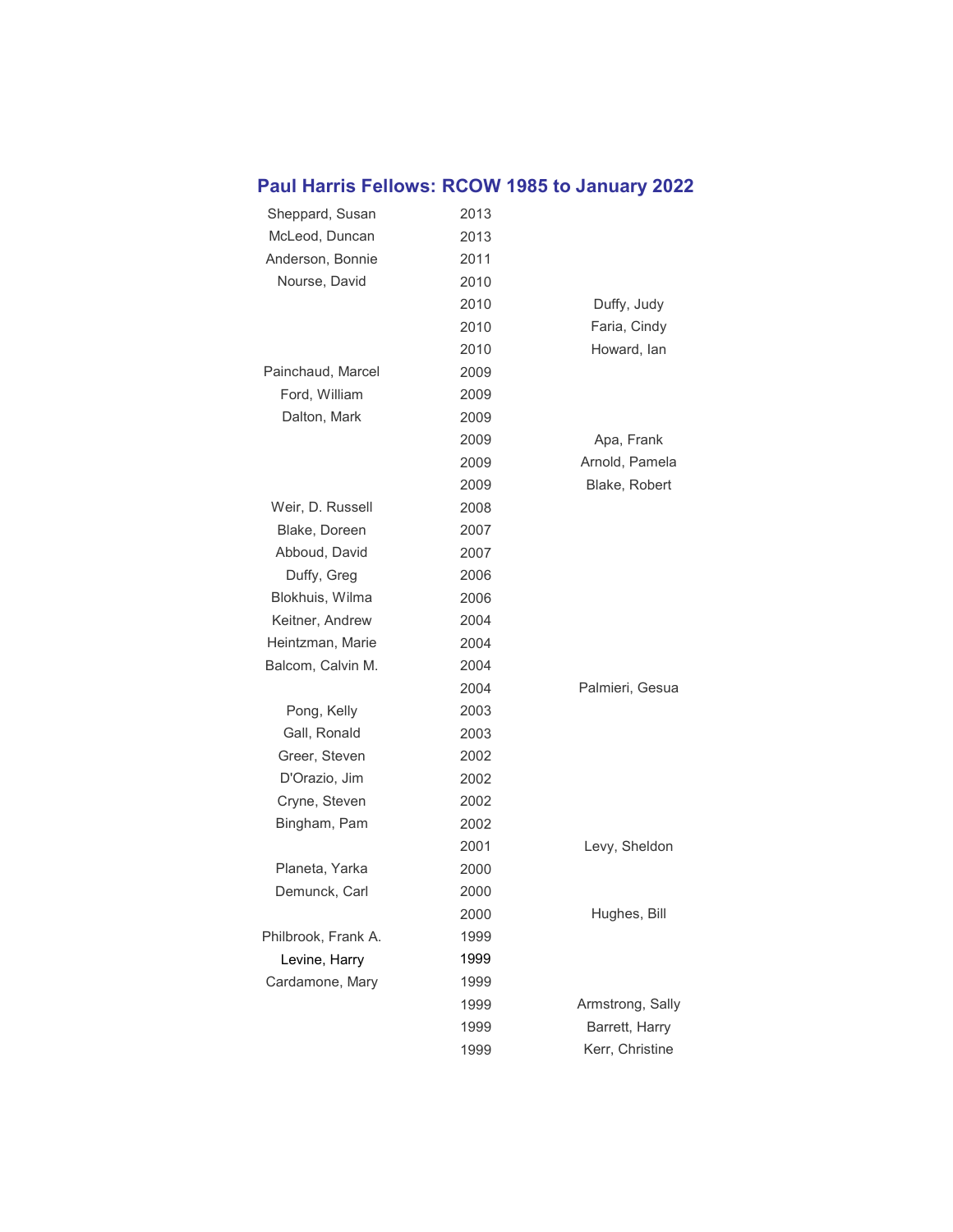## Paul Harris Fellows: RCOW 1985 to January 2022

| | | |
|---|---|---|
| Sheppard, Susan | 2013 | |
| McLeod, Duncan | 2013 | |
| Anderson, Bonnie | 2011 | |
| Nourse, David | 2010 | |
| | 2010 | Duffy, Judy |
| | 2010 | Faria, Cindy |
| | 2010 | Howard, Ian |
| Painchaud, Marcel | 2009 | |
| Ford, William | 2009 | |
| Dalton, Mark | 2009 | |
| | 2009 | Apa, Frank |
| | 2009 | Arnold, Pamela |
| | 2009 | Blake, Robert |
| Weir, D. Russell | 2008 | |
| Blake, Doreen | 2007 | |
| Abboud, David | 2007 | |
| Duffy, Greg | 2006 | |
| Blokhuis, Wilma | 2006 | |
| Keitner, Andrew | 2004 | |
| Heintzman, Marie | 2004 | |
| Balcom, Calvin M. | 2004 | |
| | 2004 | Palmieri, Gesua |
| Pong, Kelly | 2003 | |
| Gall, Ronald | 2003 | |
| Greer, Steven | 2002 | |
| D'Orazio, Jim | 2002 | |
| Cryne, Steven | 2002 | |
| Bingham, Pam | 2002 | |
| | 2001 | Levy, Sheldon |
| Planeta, Yarka | 2000 | |
| Demunck, Carl | 2000 | |
| | 2000 | Hughes, Bill |
| Philbrook, Frank A. | 1999 | |
| Levine, Harry | 1999 | |
| Cardamone, Mary | 1999 | |
| | 1999 | Armstrong, Sally |
| | 1999 | Barrett, Harry |
| | 1999 | Kerr, Christine |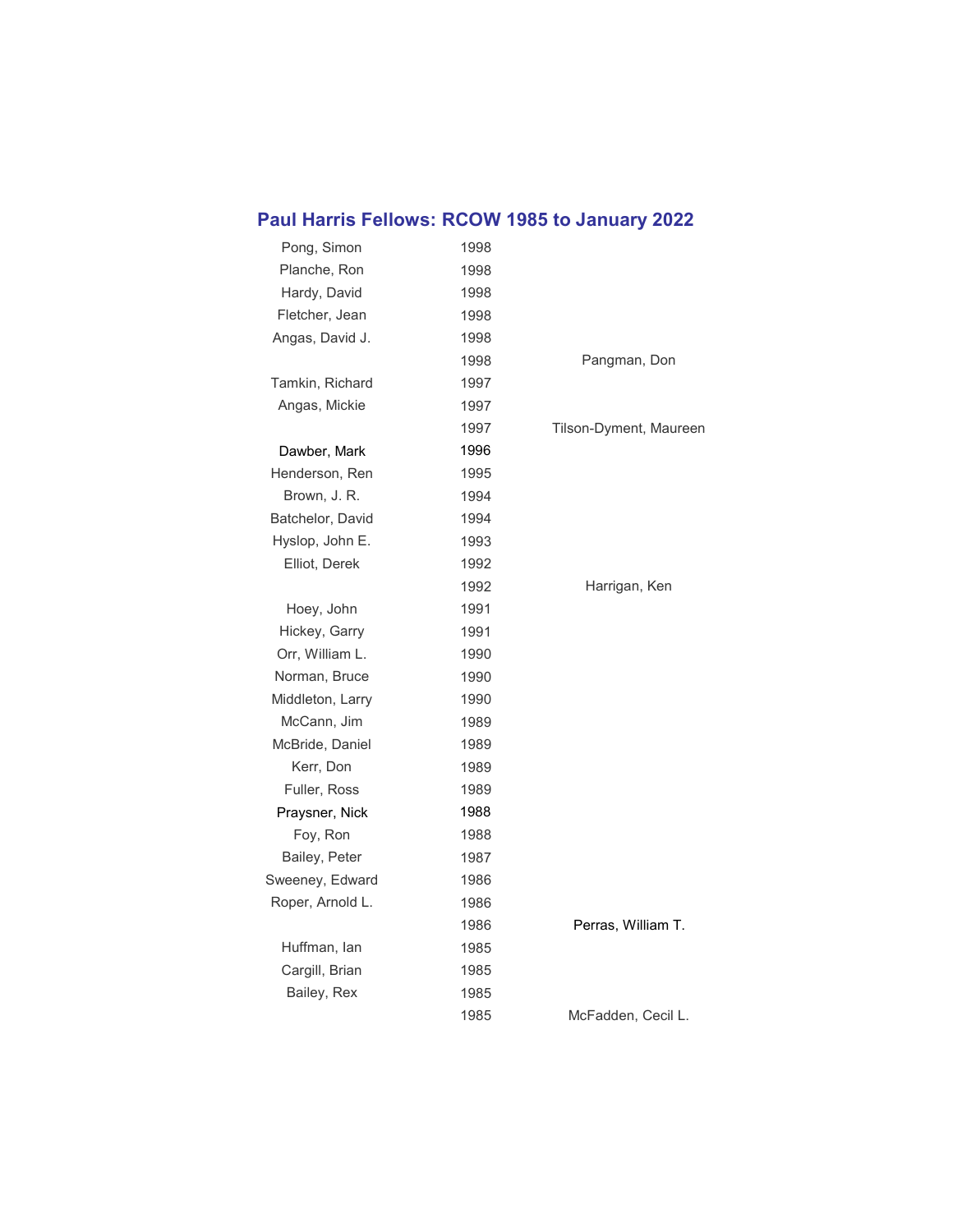## Paul Harris Fellows: RCOW 1985 to January 2022

| | | |
|---|---|---|
| Pong, Simon | 1998 | |
| Planche, Ron | 1998 | |
| Hardy, David | 1998 | |
| Fletcher, Jean | 1998 | |
| Angas, David J. | 1998 | |
| | 1998 | Pangman, Don |
| Tamkin, Richard | 1997 | |
| Angas, Mickie | 1997 | |
| | 1997 | Tilson-Dyment, Maureen |
| Dawber, Mark | 1996 | |
| Henderson, Ren | 1995 | |
| Brown, J. R. | 1994 | |
| Batchelor, David | 1994 | |
| Hyslop, John E. | 1993 | |
| Elliot, Derek | 1992 | |
| | 1992 | Harrigan, Ken |
| Hoey, John | 1991 | |
| Hickey, Garry | 1991 | |
| Orr, William L. | 1990 | |
| Norman, Bruce | 1990 | |
| Middleton, Larry | 1990 | |
| McCann, Jim | 1989 | |
| McBride, Daniel | 1989 | |
| Kerr, Don | 1989 | |
| Fuller, Ross | 1989 | |
| Praysner, Nick | 1988 | |
| Foy, Ron | 1988 | |
| Bailey, Peter | 1987 | |
| Sweeney, Edward | 1986 | |
| Roper, Arnold L. | 1986 | |
| | 1986 | Perras, William T. |
| Huffman, Ian | 1985 | |
| Cargill, Brian | 1985 | |
| Bailey, Rex | 1985 | |
| | 1985 | McFadden, Cecil L. |